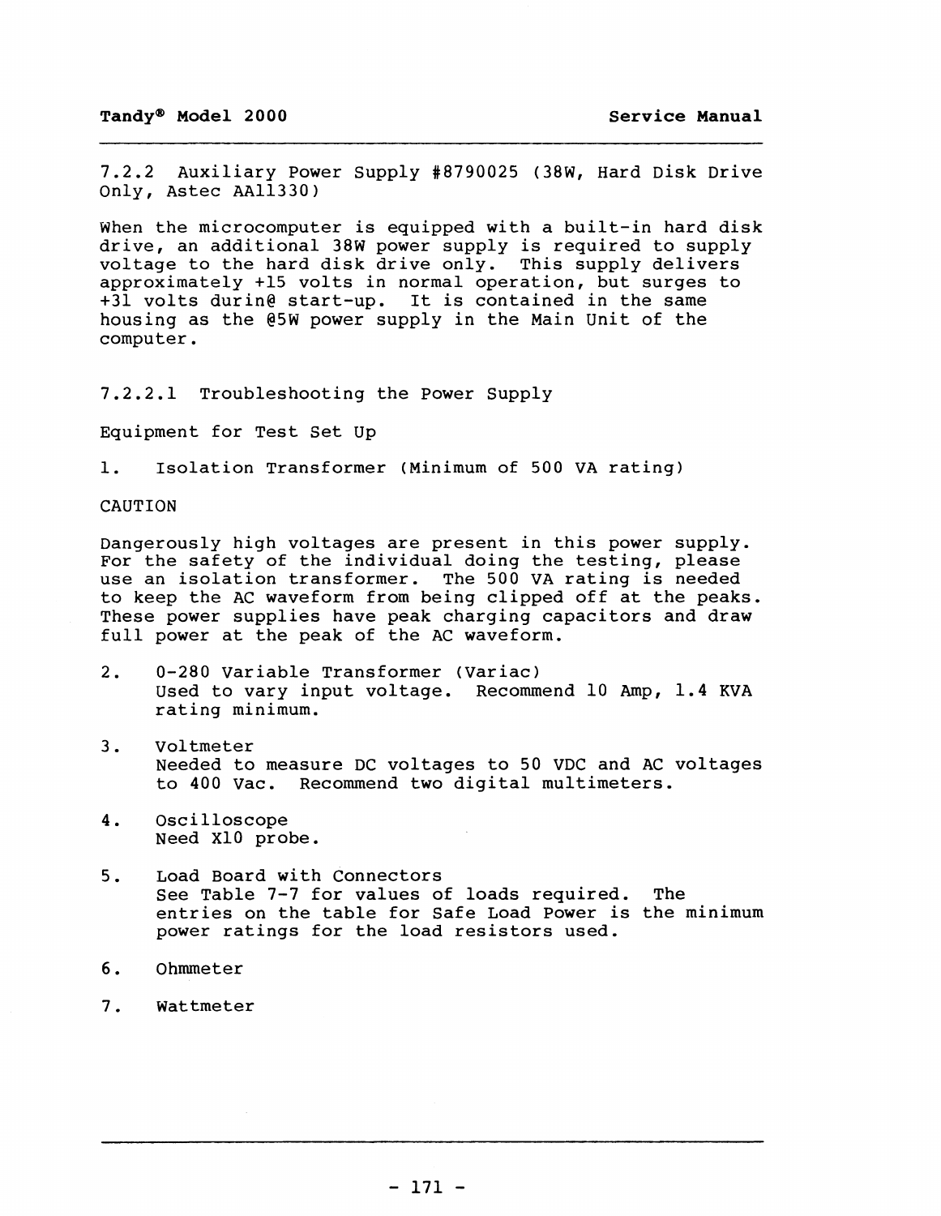### 7.2.2 Auxiliary Power Supply #8790025 (38W, Hard Disk Drive Only, Astec AA11330)

When the microcomputer is equipped with a built-in hard disk drive, an additional 38W power supply is required to supply voltage to the hard disk drive only. This supply delivers approximately +15 volts in normal operation, but surges to +31 volts durin@ start-up. It is contained in the same housing as the @5W power supply in the Main Unit of the computer.

#### 7.2.2.1 Troubleshooting the Power Supply

Equipment for Test Set Up

1. Isolation Transformer (Minimum of 500 VA rating)

CAUTION

Dangerously high voltages are present in this power supply. For the safety of the individual doing the testing, please use an isolation transformer. The 500 VA rating is needed to keep the AC waveform from being clipped off at the peaks. These power supplies have peak charging capacitors and draw full power at the peak of the AC waveform.

2. 0-280 Variable Transformer (Variac)
   Used to vary input voltage. Recommend 10 Amp, 1.4 KVA rating minimum.

3. Voltmeter
   Needed to measure DC voltages to 50 VDC and AC voltages to 400 Vac. Recommend two digital multimeters.

4. Oscilloscope
   Need X10 probe.

5. Load Board with Connectors
   See Table 7-7 for values of loads required. The entries on the table for Safe Load Power is the minimum power ratings for the load resistors used.

6. Ohmmeter

7. Wattmeter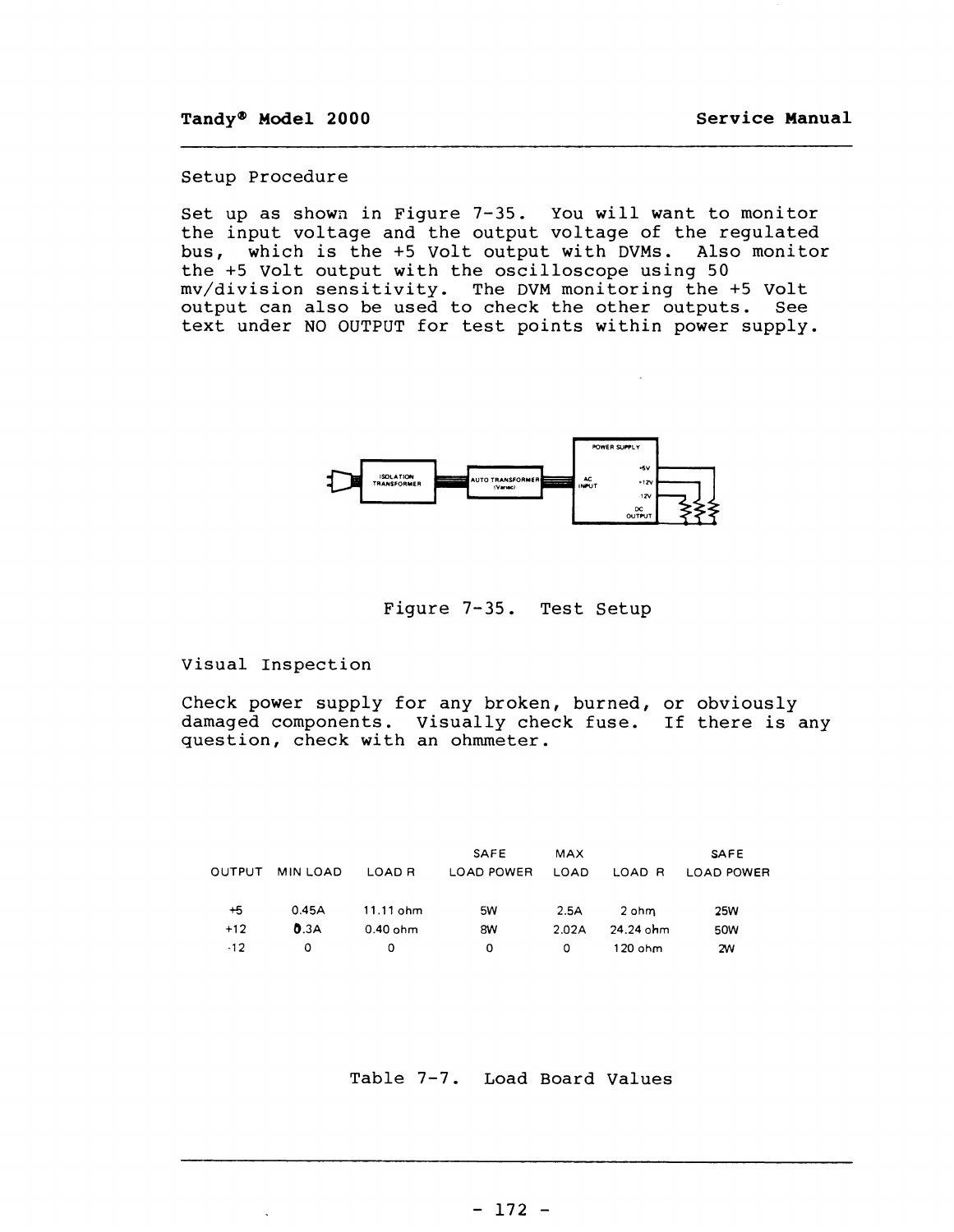Setup Procedure

Set up as shown in Figure 7-35. You will want to monitor the input voltage and the output voltage of the regulated bus, which is the +5 Volt output with DVMs. Also monitor the +5 Volt output with the oscilloscope using 50 mv/division sensitivity. The DVM monitoring the +5 Volt output can also be used to check the other outputs. See text under NO OUTPUT for test points within power supply.

Figure 7-35. Test Setup

Visual Inspection

Check power supply for any broken, burned, or obviously damaged components. Visually check fuse. If there is any question, check with an ohmmeter.

| OUTPUT | MIN LOAD | LOAD R | SAFE LOAD POWER | MAX LOAD | LOAD R | SAFE LOAD POWER |
|---|---|---|---|---|---|---|
| +5 | 0.45A | 11.11 ohm | 5W | 2.5A | 2 ohm | 25W |
| +12 | 0.3A | 0.40 ohm | 8W | 2.02A | 24.24 ohm | 50W |
| -12 | 0 | 0 | 0 | 0 | 120 ohm | 2W |

Table 7-7. Load Board Values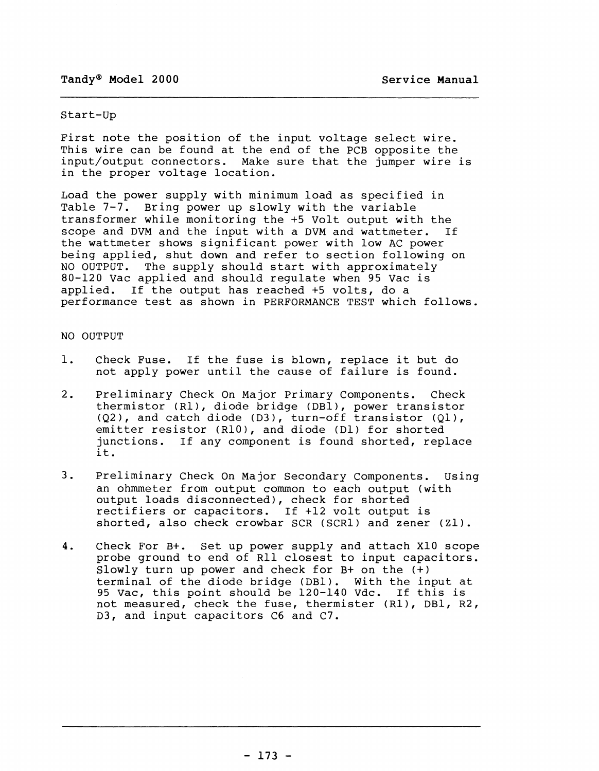## Start-Up

First note the position of the input voltage select wire. This wire can be found at the end of the PCB opposite the input/output connectors. Make sure that the jumper wire is in the proper voltage location.

Load the power supply with minimum load as specified in Table 7-7. Bring power up slowly with the variable transformer while monitoring the +5 Volt output with the scope and DVM and the input with a DVM and wattmeter. If the wattmeter shows significant power with low AC power being applied, shut down and refer to section following on NO OUTPUT. The supply should start with approximately 80-120 Vac applied and should regulate when 95 Vac is applied. If the output has reached +5 volts, do a performance test as shown in PERFORMANCE TEST which follows.

## NO OUTPUT

1. Check Fuse. If the fuse is blown, replace it but do not apply power until the cause of failure is found.

2. Preliminary Check On Major Primary Components. Check thermistor (R1), diode bridge (DB1), power transistor (Q2), and catch diode (D3), turn-off transistor (Q1), emitter resistor (R10), and diode (D1) for shorted junctions. If any component is found shorted, replace it.

3. Preliminary Check On Major Secondary Components. Using an ohmmeter from output common to each output (with output loads disconnected), check for shorted rectifiers or capacitors. If +12 volt output is shorted, also check crowbar SCR (SCR1) and zener (Z1).

4. Check For B+. Set up power supply and attach X10 scope probe ground to end of R11 closest to input capacitors. Slowly turn up power and check for B+ on the (+) terminal of the diode bridge (DB1). With the input at 95 Vac, this point should be 120-140 Vdc. If this is not measured, check the fuse, thermister (R1), DB1, R2, D3, and input capacitors C6 and C7.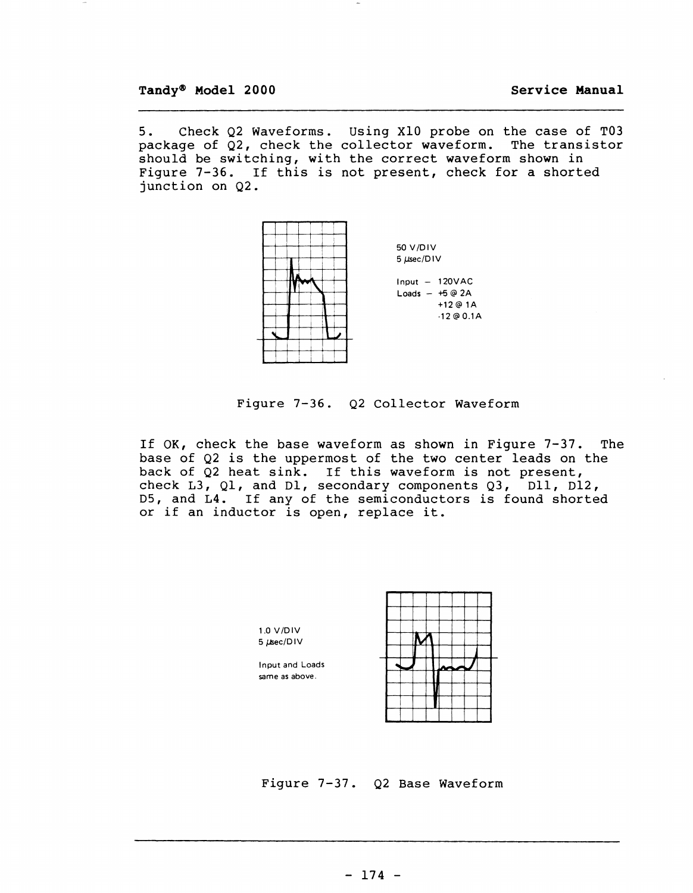5. Check Q2 Waveforms. Using X10 probe on the case of T03 package of Q2, check the collector waveform. The transistor should be switching, with the correct waveform shown in Figure 7-36. If this is not present, check for a shorted junction on Q2.

50 V/DIV
5 μsec/DIV

Input – 120VAC
Loads – +5 @ 2A
+12 @ 1A
-12 @ 0.1A

Figure 7-36. Q2 Collector Waveform

If OK, check the base waveform as shown in Figure 7-37. The base of Q2 is the uppermost of the two center leads on the back of Q2 heat sink. If this waveform is not present, check L3, Q1, and D1, secondary components Q3, D11, D12, D5, and L4. If any of the semiconductors is found shorted or if an inductor is open, replace it.

1.0 V/DIV
5 μsec/DIV

Input and Loads same as above.

Figure 7-37. Q2 Base Waveform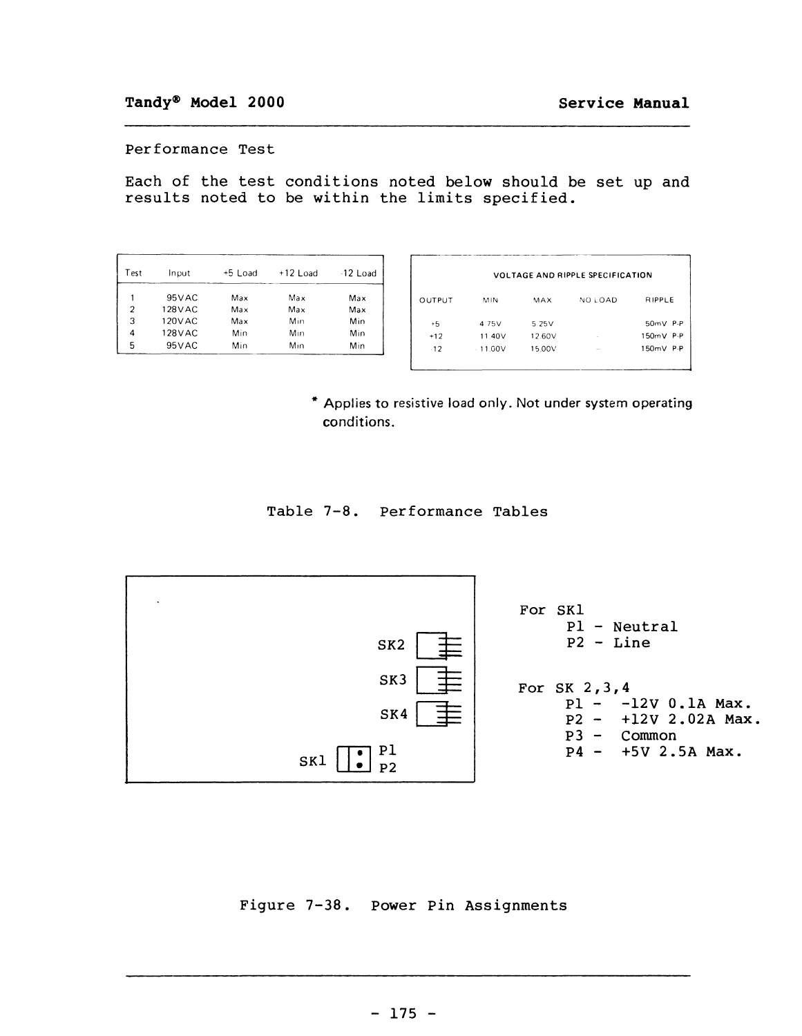Performance Test

Each of the test conditions noted below should be set up and results noted to be within the limits specified.

| Test | Input | +5 Load | +12 Load | -12 Load |
|---|---|---|---|---|
| 1 | 95VAC | Max | Max | Max |
| 2 | 128VAC | Max | Max | Max |
| 3 | 120VAC | Max | Min | Min |
| 4 | 128VAC | Min | Min | Min |
| 5 | 95VAC | Min | Min | Min |

| VOLTAGE AND RIPPLE SPECIFICATION | | | | |
|---|---|---|---|---|
| OUTPUT | MIN | MAX | NO LOAD | RIPPLE |
| +5 | 4.75V | 5.25V | | 50mV P-P |
| +12 | 11.40V | 12.60V | - | 150mV P-P |
| -12 | -11.00V | 15.00V | - | 150mV P-P |

\* Applies to resistive load only. Not under system operating conditions.

Table 7-8. Performance Tables

SK2

SK3

SK4

SK1 P1 P2

For SK1
- P1 - Neutral
- P2 - Line

For SK 2,3,4
- P1 - -12V 0.1A Max.
- P2 - +12V 2.02A Max.
- P3 - Common
- P4 - +5V 2.5A Max.

Figure 7-38. Power Pin Assignments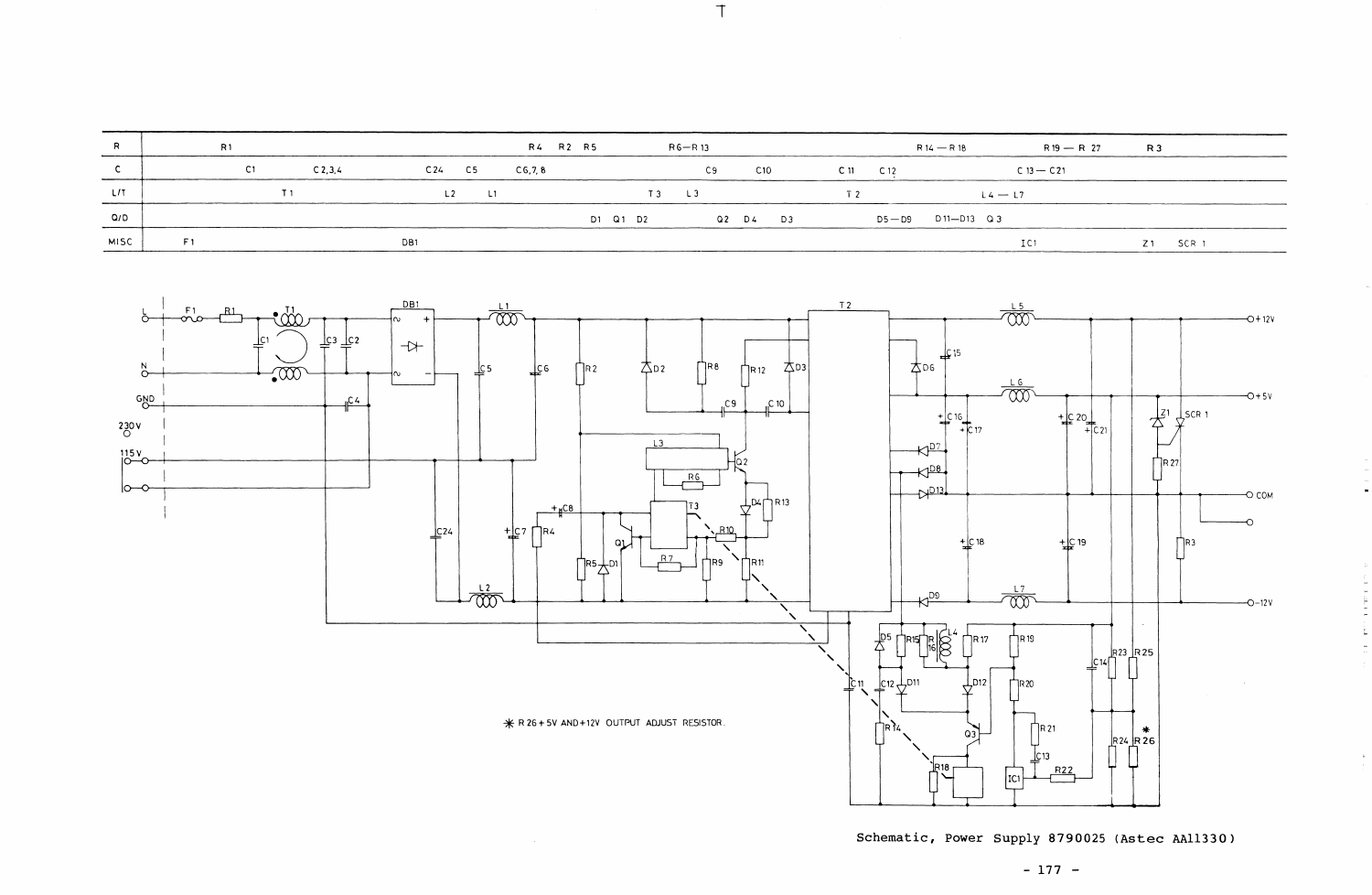| R | R1 | | | | R4 R2 R5 | R6—R13 | | | R14—R18 | | R19—R27 | R3 |
|---|---|---|---|---|---|---|---|---|---|---|---|---|
| C | | C1 | C2,3,4 | C24 C5 | C6,7,8 | | C9 C10 | C11 C12 | | C13—C21 | | |
| L/T | | T1 | | L2 L1 | | T3 L3 | | T2 | | L4—L7 | | |
| Q/D | | | | | | D1 Q1 D2 | Q2 D4 D3 | | D5—D9 D11—D13 Q3 | | | |
| MISC | F1 | | | DB1 | | | | | | IC1 | | Z1 SCR1 |

✳ R26 +5V AND +12V OUTPUT ADJUST RESISTOR.

Schematic, Power Supply 8790025 (Astec AA11330)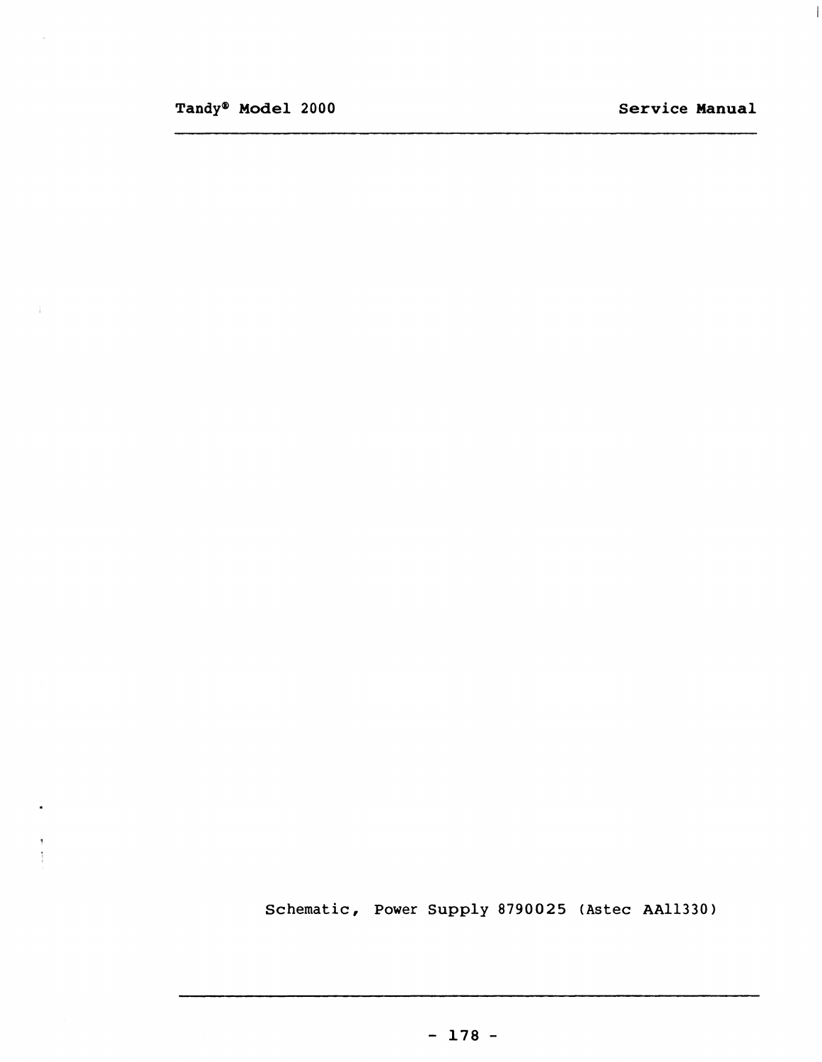Schematic, Power Supply 8790025 (Astec AA11330)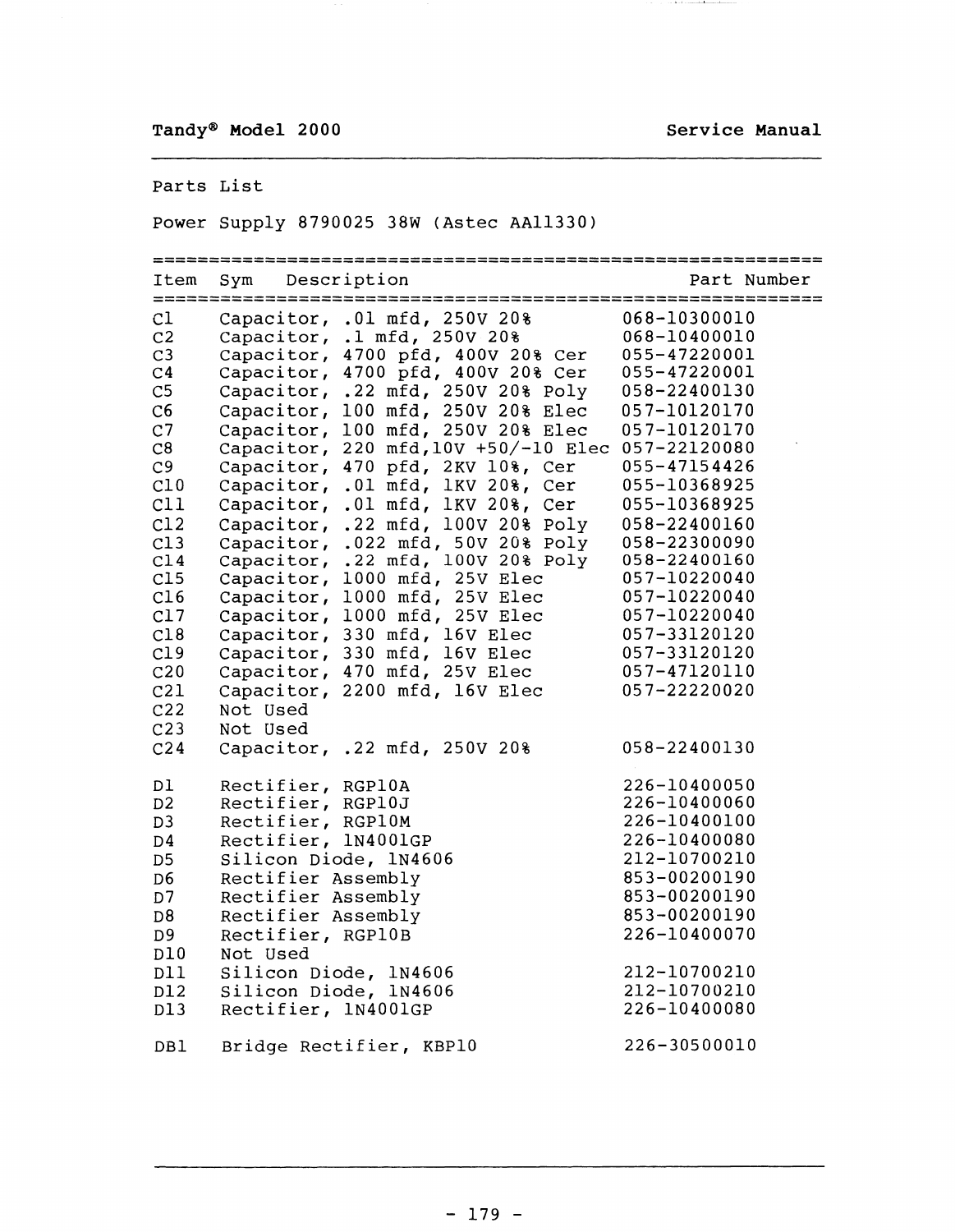Parts List

Power Supply 8790025 38W (Astec AA11330)

| Item | Sym Description | Part Number |
|---|---|---|
| C1 | Capacitor, .01 mfd, 250V 20% | 068-10300010 |
| C2 | Capacitor, .1 mfd, 250V 20% | 068-10400010 |
| C3 | Capacitor, 4700 pfd, 400V 20% Cer | 055-47220001 |
| C4 | Capacitor, 4700 pfd, 400V 20% Cer | 055-47220001 |
| C5 | Capacitor, .22 mfd, 250V 20% Poly | 058-22400130 |
| C6 | Capacitor, 100 mfd, 250V 20% Elec | 057-10120170 |
| C7 | Capacitor, 100 mfd, 250V 20% Elec | 057-10120170 |
| C8 | Capacitor, 220 mfd,10V +50/-10 Elec | 057-22120080 |
| C9 | Capacitor, 470 pfd, 2KV 10%, Cer | 055-47154426 |
| C10 | Capacitor, .01 mfd, 1KV 20%, Cer | 055-10368925 |
| C11 | Capacitor, .01 mfd, 1KV 20%, Cer | 055-10368925 |
| C12 | Capacitor, .22 mfd, 100V 20% Poly | 058-22400160 |
| C13 | Capacitor, .022 mfd, 50V 20% Poly | 058-22300090 |
| C14 | Capacitor, .22 mfd, 100V 20% Poly | 058-22400160 |
| C15 | Capacitor, 1000 mfd, 25V Elec | 057-10220040 |
| C16 | Capacitor, 1000 mfd, 25V Elec | 057-10220040 |
| C17 | Capacitor, 1000 mfd, 25V Elec | 057-10220040 |
| C18 | Capacitor, 330 mfd, 16V Elec | 057-33120120 |
| C19 | Capacitor, 330 mfd, 16V Elec | 057-33120120 |
| C20 | Capacitor, 470 mfd, 25V Elec | 057-47120110 |
| C21 | Capacitor, 2200 mfd, 16V Elec | 057-22220020 |
| C22 | Not Used | |
| C23 | Not Used | |
| C24 | Capacitor, .22 mfd, 250V 20% | 058-22400130 |
| D1 | Rectifier, RGP10A | 226-10400050 |
| D2 | Rectifier, RGP10J | 226-10400060 |
| D3 | Rectifier, RGP10M | 226-10400100 |
| D4 | Rectifier, 1N4001GP | 226-10400080 |
| D5 | Silicon Diode, 1N4606 | 212-10700210 |
| D6 | Rectifier Assembly | 853-00200190 |
| D7 | Rectifier Assembly | 853-00200190 |
| D8 | Rectifier Assembly | 853-00200190 |
| D9 | Rectifier, RGP10B | 226-10400070 |
| D10 | Not Used | |
| D11 | Silicon Diode, 1N4606 | 212-10700210 |
| D12 | Silicon Diode, 1N4606 | 212-10700210 |
| D13 | Rectifier, 1N4001GP | 226-10400080 |
| DB1 | Bridge Rectifier, KBP10 | 226-30500010 |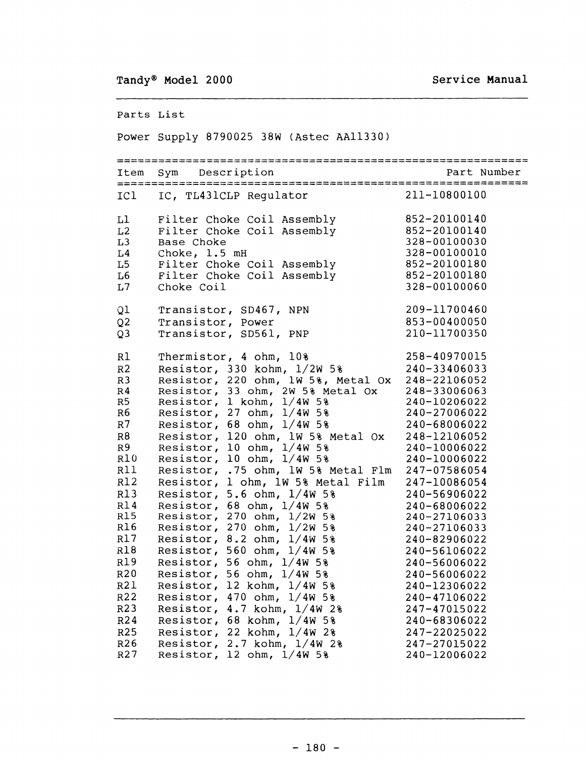Parts List

Power Supply 8790025 38W (Astec AA11330)

| Item Sym | Description | Part Number |
|---|---|---|
| IC1 | IC, TL431CLP Regulator | 211-10800100 |
| L1 | Filter Choke Coil Assembly | 852-20100140 |
| L2 | Filter Choke Coil Assembly | 852-20100140 |
| L3 | Base Choke | 328-00100030 |
| L4 | Choke, 1.5 mH | 328-00100010 |
| L5 | Filter Choke Coil Assembly | 852-20100180 |
| L6 | Filter Choke Coil Assembly | 852-20100180 |
| L7 | Choke Coil | 328-00100060 |
| Q1 | Transistor, SD467, NPN | 209-11700460 |
| Q2 | Transistor, Power | 853-00400050 |
| Q3 | Transistor, SD561, PNP | 210-11700350 |
| R1 | Thermistor, 4 ohm, 10% | 258-40970015 |
| R2 | Resistor, 330 kohm, 1/2W 5% | 240-33406033 |
| R3 | Resistor, 220 ohm, 1W 5%, Metal Ox | 248-22106052 |
| R4 | Resistor, 33 ohm, 2W 5% Metal Ox | 248-33006063 |
| R5 | Resistor, 1 kohm, 1/4W 5% | 240-10206022 |
| R6 | Resistor, 27 ohm, 1/4W 5% | 240-27006022 |
| R7 | Resistor, 68 ohm, 1/4W 5% | 240-68006022 |
| R8 | Resistor, 120 ohm, 1W 5% Metal Ox | 248-12106052 |
| R9 | Resistor, 10 ohm, 1/4W 5% | 240-10006022 |
| R10 | Resistor, 10 ohm, 1/4W 5% | 240-10006022 |
| R11 | Resistor, .75 ohm, 1W 5% Metal Flm | 247-07586054 |
| R12 | Resistor, 1 ohm, 1W 5% Metal Film | 247-10086054 |
| R13 | Resistor, 5.6 ohm, 1/4W 5% | 240-56906022 |
| R14 | Resistor, 68 ohm, 1/4W 5% | 240-68006022 |
| R15 | Resistor, 270 ohm, 1/2W 5% | 240-27106033 |
| R16 | Resistor, 270 ohm, 1/2W 5% | 240-27106033 |
| R17 | Resistor, 8.2 ohm, 1/4W 5% | 240-82906022 |
| R18 | Resistor, 560 ohm, 1/4W 5% | 240-56106022 |
| R19 | Resistor, 56 ohm, 1/4W 5% | 240-56006022 |
| R20 | Resistor, 56 ohm, 1/4W 5% | 240-56006022 |
| R21 | Resistor, 12 kohm, 1/4W 5% | 240-12306022 |
| R22 | Resistor, 470 ohm, 1/4W 5% | 240-47106022 |
| R23 | Resistor, 4.7 kohm, 1/4W 2% | 247-47015022 |
| R24 | Resistor, 68 kohm, 1/4W 5% | 240-68306022 |
| R25 | Resistor, 22 kohm, 1/4W 2% | 247-22025022 |
| R26 | Resistor, 2.7 kohm, 1/4W 2% | 247-27015022 |
| R27 | Resistor, 12 ohm, 1/4W 5% | 240-12006022 |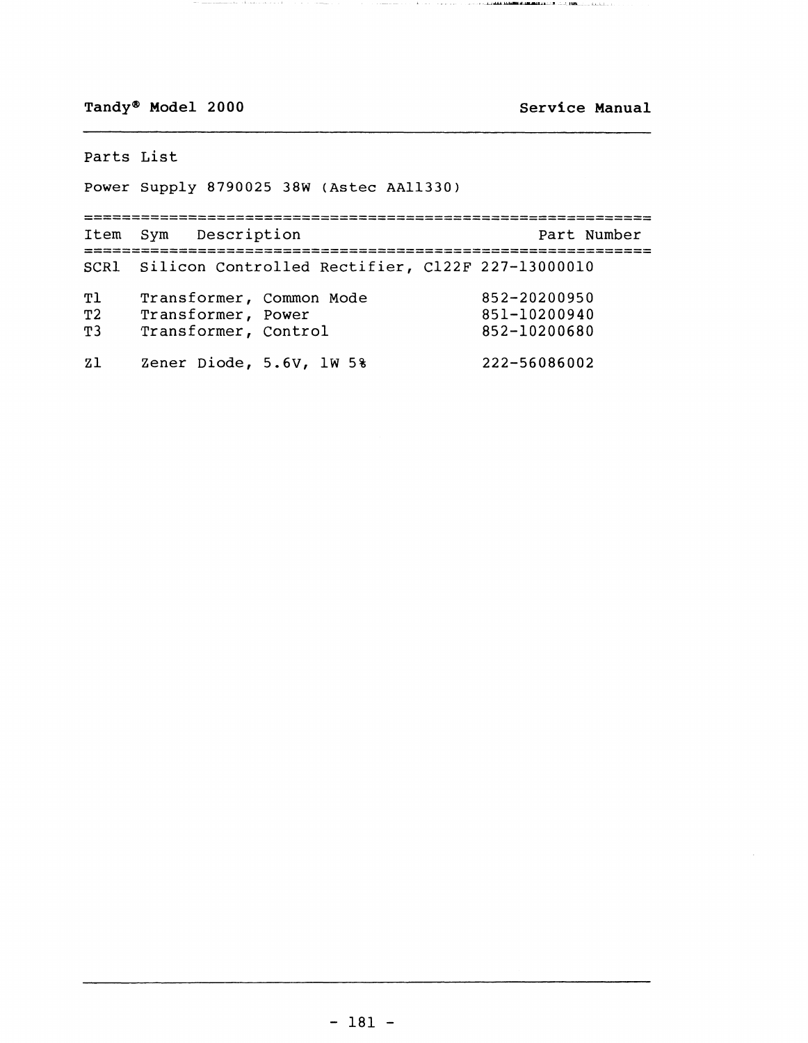Parts List

Power Supply 8790025 38W (Astec AA11330)

| Item | Sym | Description | Part Number |
|---|---|---|---|
| SCR1 | | Silicon Controlled Rectifier, C122F | 227-13000010 |
| T1 | | Transformer, Common Mode | 852-20200950 |
| T2 | | Transformer, Power | 851-10200940 |
| T3 | | Transformer, Control | 852-10200680 |
| Z1 | | Zener Diode, 5.6V, 1W 5% | 222-56086002 |